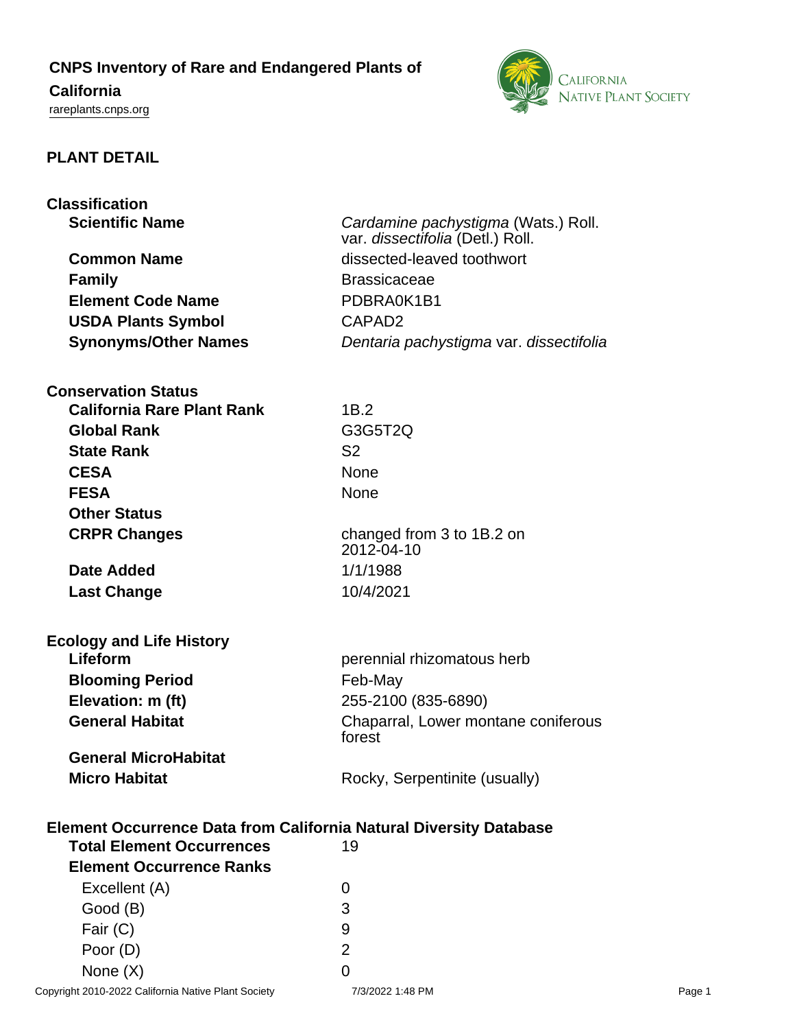# CNPS Inventory of Rare and Endangered Plants of California

rareplants.cnps.org

## PLANT DETAIL

### Classification

| | |
|---|---|
| **Scientific Name** | *Cardamine pachystigma* (Wats.) Roll. var. *dissectifolia* (Detl.) Roll. |
| **Common Name** | dissected-leaved toothwort |
| **Family** | Brassicaceae |
| **Element Code Name** | PDBRA0K1B1 |
| **USDA Plants Symbol** | CAPAD2 |
| **Synonyms/Other Names** | *Dentaria pachystigma* var. *dissectifolia* |

### Conservation Status

| | |
|---|---|
| **California Rare Plant Rank** | 1B.2 |
| **Global Rank** | G3G5T2Q |
| **State Rank** | S2 |
| **CESA** | None |
| **FESA** | None |
| **Other Status** | |
| **CRPR Changes** | changed from 3 to 1B.2 on 2012-04-10 |
| **Date Added** | 1/1/1988 |
| **Last Change** | 10/4/2021 |

### Ecology and Life History

| | |
|---|---|
| **Lifeform** | perennial rhizomatous herb |
| **Blooming Period** | Feb-May |
| **Elevation: m (ft)** | 255-2100 (835-6890) |
| **General Habitat** | Chaparral, Lower montane coniferous forest |
| **General MicroHabitat** | |
| **Micro Habitat** | Rocky, Serpentinite (usually) |

### Element Occurrence Data from California Natural Diversity Database

| | |
|---|---|
| **Total Element Occurrences** | 19 |
| **Element Occurrence Ranks** | |
| Excellent (A) | 0 |
| Good (B) | 3 |
| Fair (C) | 9 |
| Poor (D) | 2 |
| None (X) | 0 |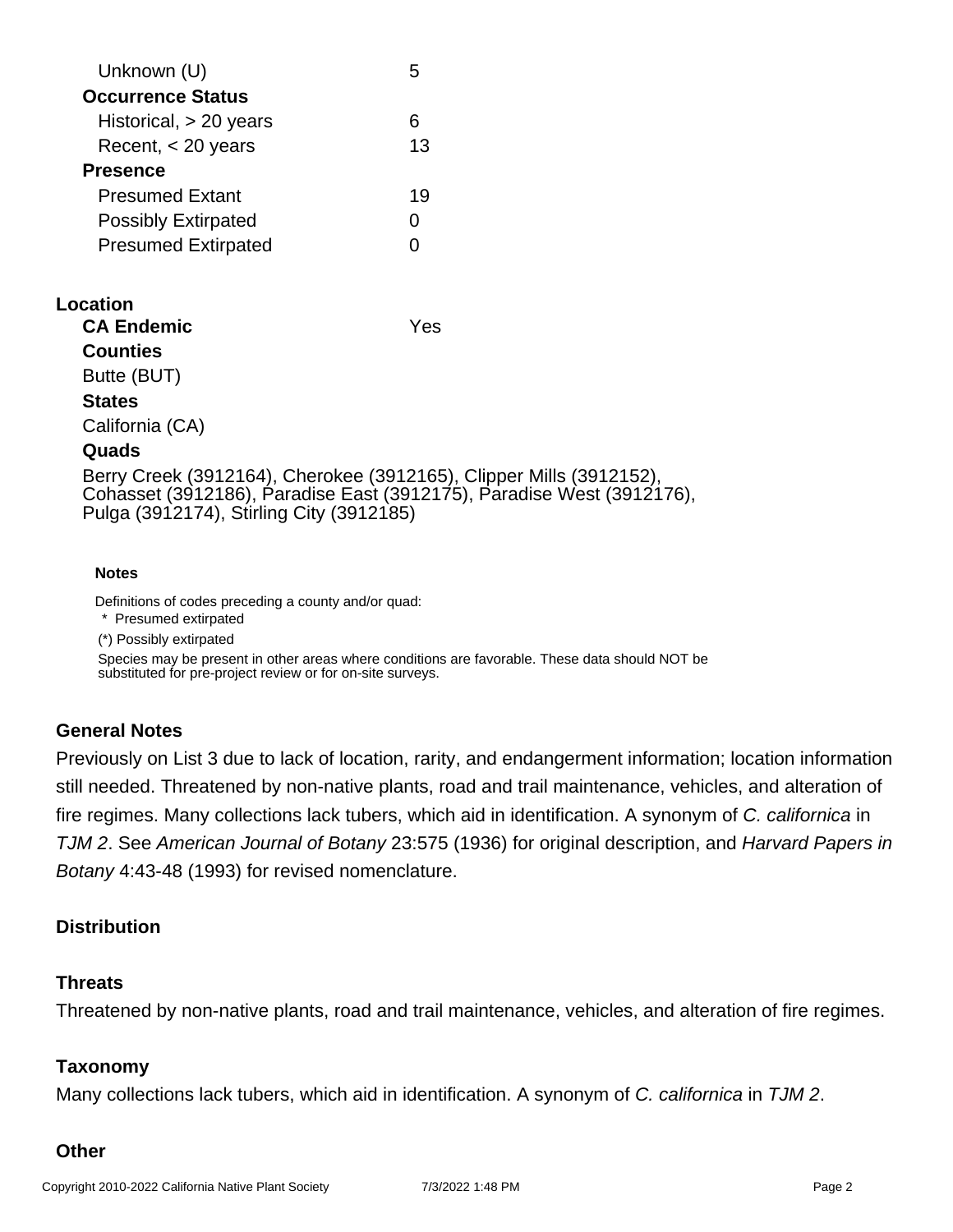| | |
|---|---|
| Unknown (U) | 5 |
| **Occurrence Status** | |
| Historical, > 20 years | 6 |
| Recent, < 20 years | 13 |
| **Presence** | |
| Presumed Extant | 19 |
| Possibly Extirpated | 0 |
| Presumed Extirpated | 0 |

## Location

**CA Endemic** Yes

**Counties**

Butte (BUT)

**States**

California (CA)

**Quads**

Berry Creek (3912164), Cherokee (3912165), Clipper Mills (3912152), Cohasset (3912186), Paradise East (3912175), Paradise West (3912176), Pulga (3912174), Stirling City (3912185)

**Notes**

Definitions of codes preceding a county and/or quad:

* Presumed extirpated

(*) Possibly extirpated

Species may be present in other areas where conditions are favorable. These data should NOT be substituted for pre-project review or for on-site surveys.

### General Notes

Previously on List 3 due to lack of location, rarity, and endangerment information; location information still needed. Threatened by non-native plants, road and trail maintenance, vehicles, and alteration of fire regimes. Many collections lack tubers, which aid in identification. A synonym of *C. californica* in *TJM 2*. See *American Journal of Botany* 23:575 (1936) for original description, and *Harvard Papers in Botany* 4:43-48 (1993) for revised nomenclature.

### Distribution

### Threats

Threatened by non-native plants, road and trail maintenance, vehicles, and alteration of fire regimes.

### Taxonomy

Many collections lack tubers, which aid in identification. A synonym of *C. californica* in *TJM 2*.

### Other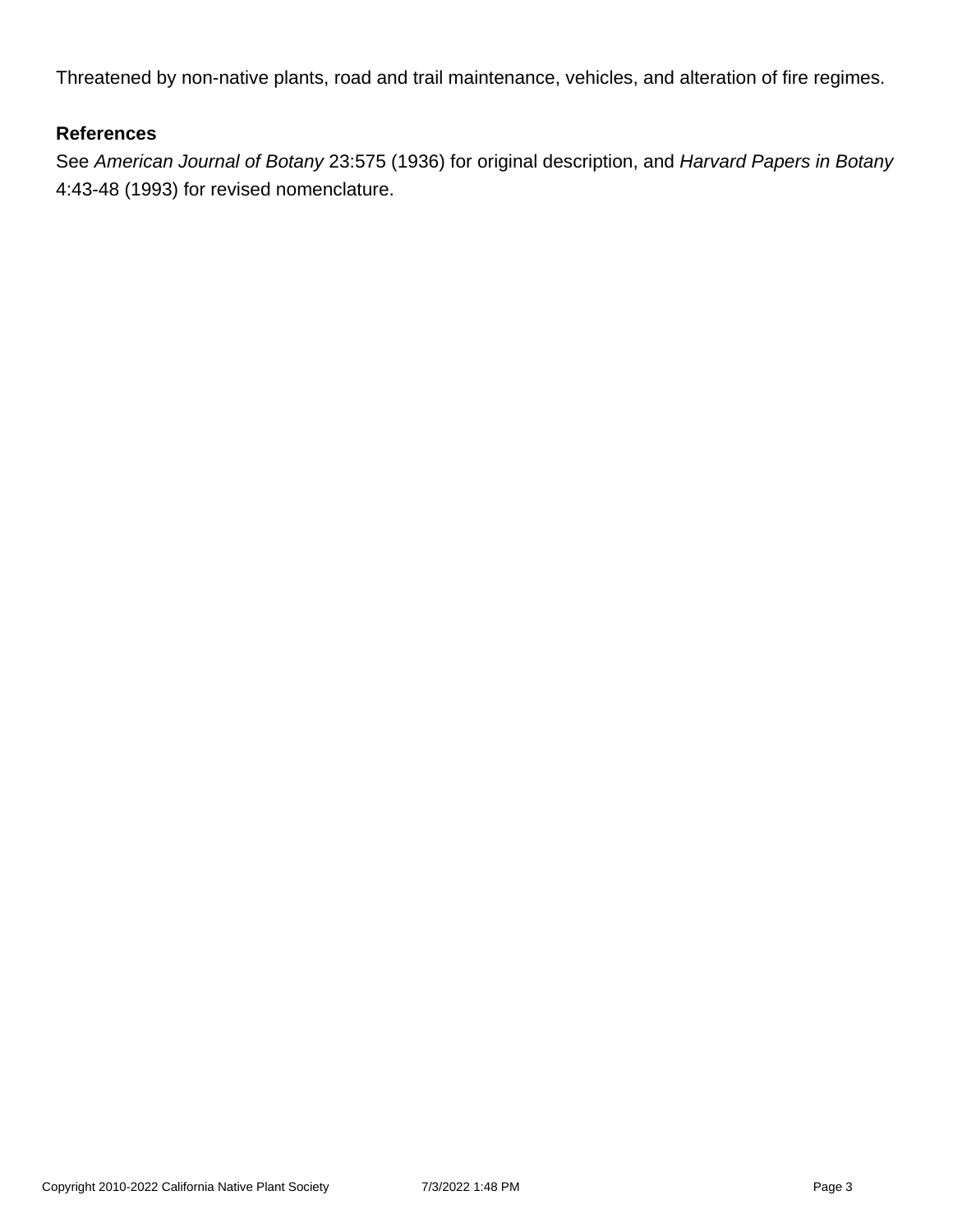Threatened by non-native plants, road and trail maintenance, vehicles, and alteration of fire regimes.

### References

See *American Journal of Botany* 23:575 (1936) for original description, and *Harvard Papers in Botany* 4:43-48 (1993) for revised nomenclature.